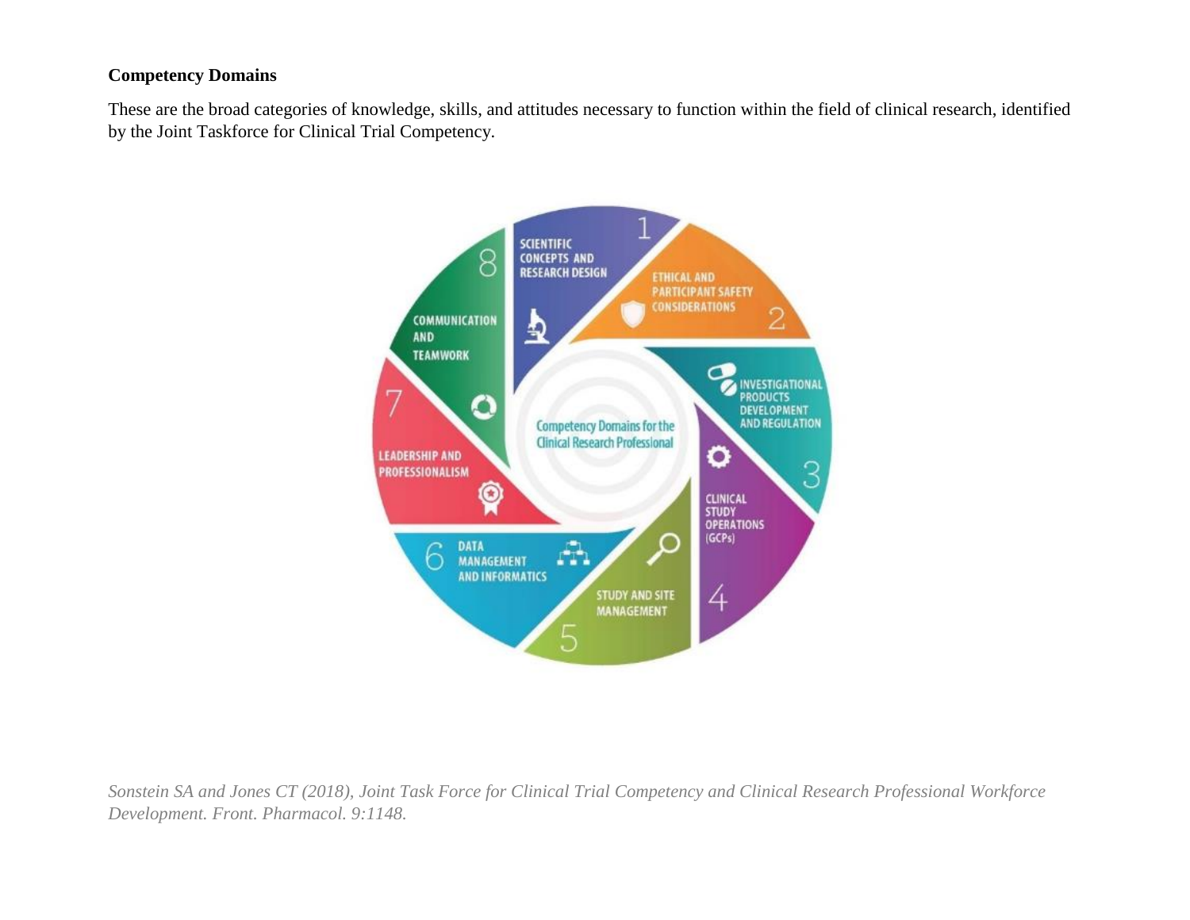**Competency Domains**

These are the broad categories of knowledge, skills, and attitudes necessary to function within the field of clinical research, identified by the Joint Taskforce for Clinical Trial Competency.

Competency Domains for the Clinical Research Professional

1. SCIENTIFIC CONCEPTS AND RESEARCH DESIGN
2. ETHICAL AND PARTICIPANT SAFETY CONSIDERATIONS
3. INVESTIGATIONAL PRODUCTS DEVELOPMENT AND REGULATION
4. CLINICAL STUDY OPERATIONS (GCPs)
5. STUDY AND SITE MANAGEMENT
6. DATA MANAGEMENT AND INFORMATICS
7. LEADERSHIP AND PROFESSIONALISM
8. COMMUNICATION AND TEAMWORK

*Sonstein SA and Jones CT (2018), Joint Task Force for Clinical Trial Competency and Clinical Research Professional Workforce Development. Front. Pharmacol. 9:1148.*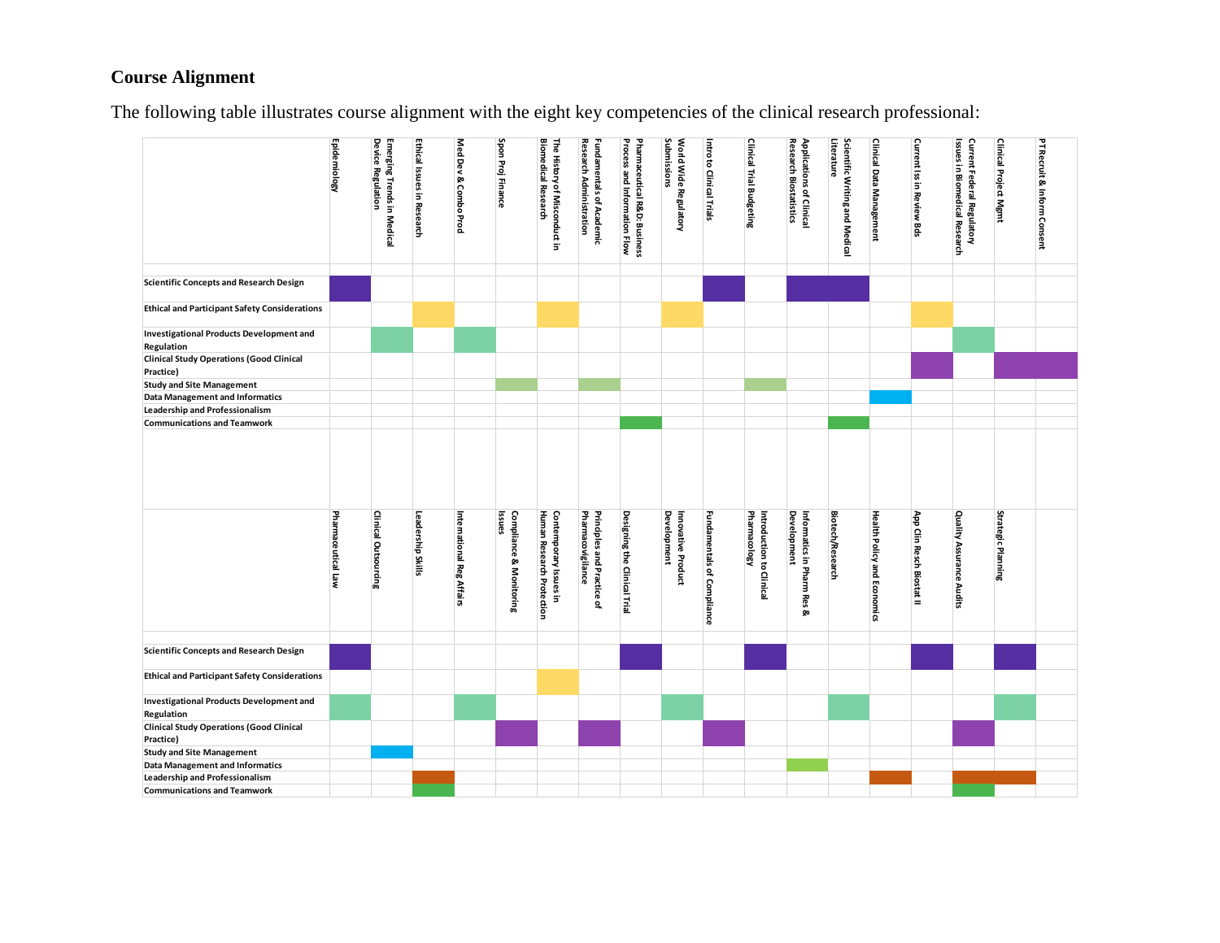## Course Alignment

The following table illustrates course alignment with the eight key competencies of the clinical research professional:

| | Epidemiology | Emerging Trends in Medical Device Regulation | Ethical Issues in Research | Med Dev & Combo Prod | Spon Proj Finance | The History of Misconduct in Biomedical Research | Fundamentals of Academic Research Administration | Pharmaceutical R&D: Business Process and Information Flow | World Wide Regulatory Submissions | Intro to Clinical Trials | Clinical Trial Budgeting | Applications of Clinical Research Biostatistics | Scientific Writing and Medical Literature | Clinical Data Management | Current Iss in Review Bds | Current Federal Regulatory Issues in Biomedical Research | Clinical Project Mgmt | PT Recruit & Inform Consent |
|---|---|---|---|---|---|---|---|---|---|---|---|---|---|---|---|---|---|---|
| **Scientific Concepts and Research Design** | X | | | | | | | | | X | | X | X | | | | | |
| **Ethical and Participant Safety Considerations** | | | X | | | X | | | X | | | | | | X | | | |
| **Investigational Products Development and Regulation** | | X | | X | | | | | | | | | | | | X | | |
| **Clinical Study Operations (Good Clinical Practice)** | | | | | | | | | | | | | | | X | | X | X |
| **Study and Site Management** | | | | | X | | X | | | | X | | | | | | | |
| **Data Management and Informatics** | | | | | | | | | | | | | | X | | | | |
| **Leadership and Professionalism** | | | | | | | | | | | | | | | | | | |
| **Communications and Teamwork** | | | | | | | | X | | | | | X | | | | | |

| | Pharmaceutical Law | Clinical Outsourcing | Leadership Skills | International Reg Affairs | Compliance & Monitoring Issues | Contemporary Issues in Human Research Protection | Principles and Practice of Pharmacovigilance | Designing the Clinical Trial | Innovative Product Development | Fundamentals of Compliance | Introduction to Clinical Pharmacology | Informatics in Pharm Res & Development | Biotech/Research | Health Policy and Economics | App Clin Resch Biostat II | Quality Assurance Audits | Strategic Planning | |
|---|---|---|---|---|---|---|---|---|---|---|---|---|---|---|---|---|---|---|
| **Scientific Concepts and Research Design** | X | | | | | | | X | | | X | | | | X | | X | |
| **Ethical and Participant Safety Considerations** | | | | | | X | | | | | | | | | | | | |
| **Investigational Products Development and Regulation** | X | | | X | | | | | X | | | | X | | | | X | |
| **Clinical Study Operations (Good Clinical Practice)** | | | | | X | | X | | | X | | | | | | X | | |
| **Study and Site Management** | | X | | | | | | | | | | | | | | | | |
| **Data Management and Informatics** | | | | | | | | | | | | X | | | | | | |
| **Leadership and Professionalism** | | | X | | | | | | | | | | | X | | X | X | |
| **Communications and Teamwork** | | | X | | | | | | | | | | | | | X | | |